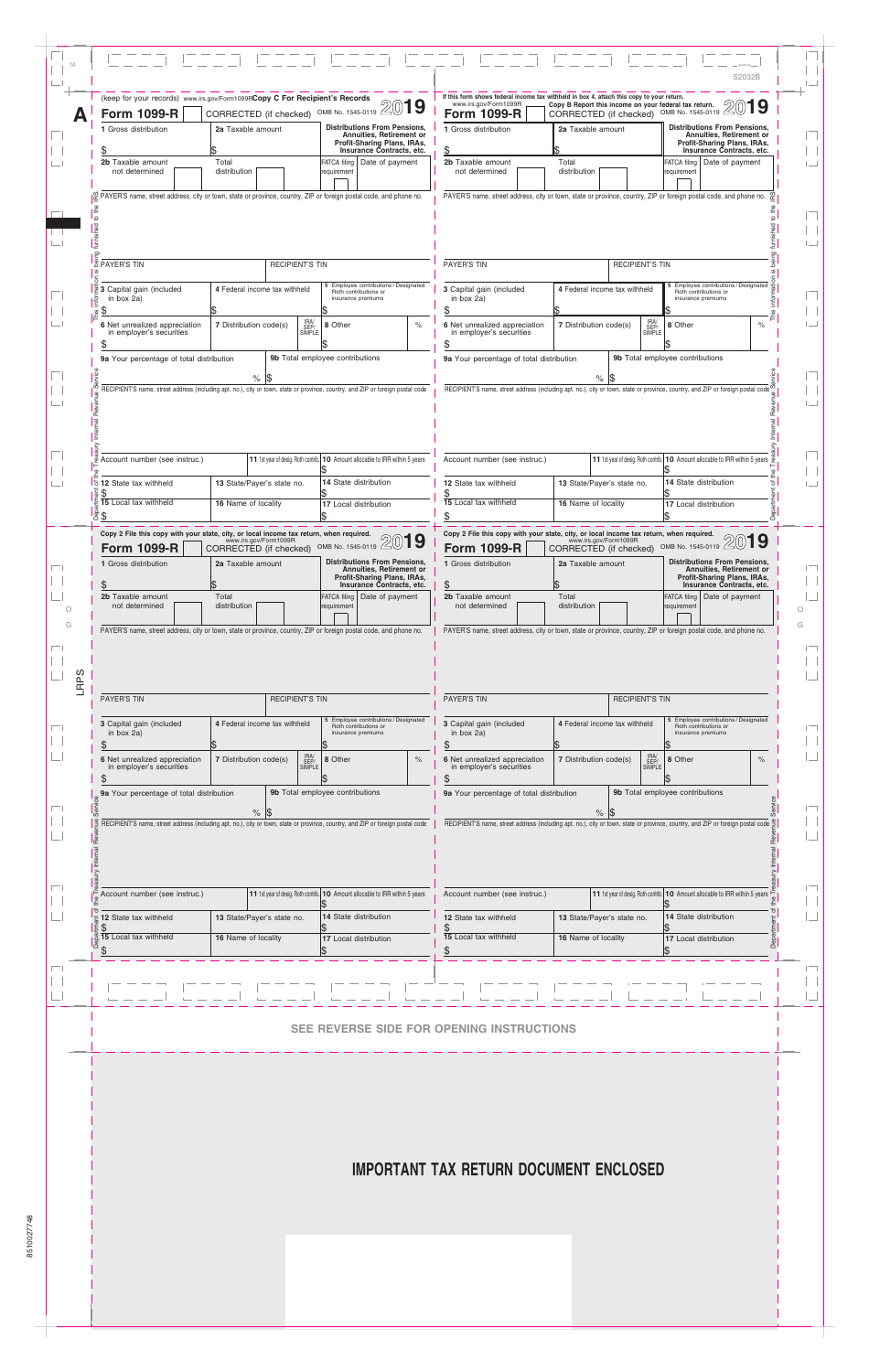S2032B

## Copy C For Recipient's Records

(keep for your records) www.irs.gov/Form1099R

**Form 1099-R** | CORRECTED (if checked) | OMB No. 1545-0119 | **2019**

**Distributions From Pensions, Annuities, Retirement or Profit-Sharing Plans, IRAs, Insurance Contracts, etc.**

| | | |
|---|---|---|
| 1 Gross distribution $ | 2a Taxable amount $ | |
| 2b Taxable amount not determined | Total distribution | FATCA filing requirement / Date of payment |

PAYER'S name, street address, city or town, state or province, country, ZIP or foreign postal code, and phone no.

| | | |
|---|---|---|
| PAYER'S TIN | RECIPIENT'S TIN | |
| 3 Capital gain (included in box 2a) $ | 4 Federal income tax withheld $ | 5 Employee contributions / Designated Roth contributions or insurance premiums $ |
| 6 Net unrealized appreciation in employer's securities $ | 7 Distribution code(s) / IRA/SEP/SIMPLE | 8 Other % $ |
| 9a Your percentage of total distribution % | 9b Total employee contributions $ | |

RECIPIENT'S name, street address (including apt. no.), city or town, state or province, country, and ZIP or foreign postal code

| | | |
|---|---|---|
| Account number (see instruc.) | 11 1st year of desig. Roth contrib. | 10 Amount allocable to IRR within 5 years $ |
| 12 State tax withheld $ | 13 State/Payer's state no. | 14 State distribution $ |
| 15 Local tax withheld $ | 16 Name of locality | 17 Local distribution $ |

This information is being furnished to the IRS. Department of the Treasury Internal Revenue Service

## Copy B Report this income on your federal tax return.

If this form shows federal income tax withheld in box 4, attach this copy to your return.

www.irs.gov/Form1099R

**Form 1099-R** | CORRECTED (if checked) | OMB No. 1545-0119 | **2019**

**Distributions From Pensions, Annuities, Retirement or Profit-Sharing Plans, IRAs, Insurance Contracts, etc.**

| | | |
|---|---|---|
| 1 Gross distribution $ | 2a Taxable amount $ | |
| 2b Taxable amount not determined | Total distribution | FATCA filing requirement / Date of payment |

PAYER'S name, street address, city or town, state or province, country, ZIP or foreign postal code, and phone no.

| | | |
|---|---|---|
| PAYER'S TIN | RECIPIENT'S TIN | |
| 3 Capital gain (included in box 2a) $ | 4 Federal income tax withheld $ | 5 Employee contributions / Designated Roth contributions or insurance premiums $ |
| 6 Net unrealized appreciation in employer's securities $ | 7 Distribution code(s) / IRA/SEP/SIMPLE | 8 Other % $ |
| 9a Your percentage of total distribution % | 9b Total employee contributions $ | |

RECIPIENT'S name, street address (including apt. no.), city or town, state or province, country, and ZIP or foreign postal code

| | | |
|---|---|---|
| Account number (see instruc.) | 11 1st year of desig. Roth contrib. | 10 Amount allocable to IRR within 5 years $ |
| 12 State tax withheld $ | 13 State/Payer's state no. | 14 State distribution $ |
| 15 Local tax withheld $ | 16 Name of locality | 17 Local distribution $ |

This information is being furnished to the IRS. Department of the Treasury Internal Revenue Service

## Copy 2 File this copy with your state, city, or local income tax return, when required.

www.irs.gov/Form1099R

**Form 1099-R** | CORRECTED (if checked) | OMB No. 1545-0119 | **2019**

**Distributions From Pensions, Annuities, Retirement or Profit-Sharing Plans, IRAs, Insurance Contracts, etc.**

| | | |
|---|---|---|
| 1 Gross distribution $ | 2a Taxable amount $ | |
| 2b Taxable amount not determined | Total distribution | FATCA filing requirement / Date of payment |

PAYER'S name, street address, city or town, state or province, country, ZIP or foreign postal code, and phone no.

| | | |
|---|---|---|
| PAYER'S TIN | RECIPIENT'S TIN | |
| 3 Capital gain (included in box 2a) $ | 4 Federal income tax withheld $ | 5 Employee contributions / Designated Roth contributions or insurance premiums $ |
| 6 Net unrealized appreciation in employer's securities $ | 7 Distribution code(s) / IRA/SEP/SIMPLE | 8 Other % $ |
| 9a Your percentage of total distribution % | 9b Total employee contributions $ | |

RECIPIENT'S name, street address (including apt. no.), city or town, state or province, country, and ZIP or foreign postal code

| | | |
|---|---|---|
| Account number (see instruc.) | 11 1st year of desig. Roth contrib. | 10 Amount allocable to IRR within 5 years $ |
| 12 State tax withheld $ | 13 State/Payer's state no. | 14 State distribution $ |
| 15 Local tax withheld $ | 16 Name of locality | 17 Local distribution $ |

Department of the Treasury Internal Revenue Service

## Copy 2 File this copy with your state, city, or local income tax return, when required.

www.irs.gov/Form1099R

**Form 1099-R** | CORRECTED (if checked) | OMB No. 1545-0119 | **2019**

**Distributions From Pensions, Annuities, Retirement or Profit-Sharing Plans, IRAs, Insurance Contracts, etc.**

| | | |
|---|---|---|
| 1 Gross distribution $ | 2a Taxable amount $ | |
| 2b Taxable amount not determined | Total distribution | FATCA filing requirement / Date of payment |

PAYER'S name, street address, city or town, state or province, country, ZIP or foreign postal code, and phone no.

| | | |
|---|---|---|
| PAYER'S TIN | RECIPIENT'S TIN | |
| 3 Capital gain (included in box 2a) $ | 4 Federal income tax withheld $ | 5 Employee contributions / Designated Roth contributions or insurance premiums $ |
| 6 Net unrealized appreciation in employer's securities $ | 7 Distribution code(s) / IRA/SEP/SIMPLE | 8 Other % $ |
| 9a Your percentage of total distribution % | 9b Total employee contributions $ | |

RECIPIENT'S name, street address (including apt. no.), city or town, state or province, country, and ZIP or foreign postal code

| | | |
|---|---|---|
| Account number (see instruc.) | 11 1st year of desig. Roth contrib. | 10 Amount allocable to IRR within 5 years $ |
| 12 State tax withheld $ | 13 State/Payer's state no. | 14 State distribution $ |
| 15 Local tax withheld $ | 16 Name of locality | 17 Local distribution $ |

Department of the Treasury Internal Revenue Service

**SEE REVERSE SIDE FOR OPENING INSTRUCTIONS**

# IMPORTANT TAX RETURN DOCUMENT ENCLOSED

LRPS

8510027748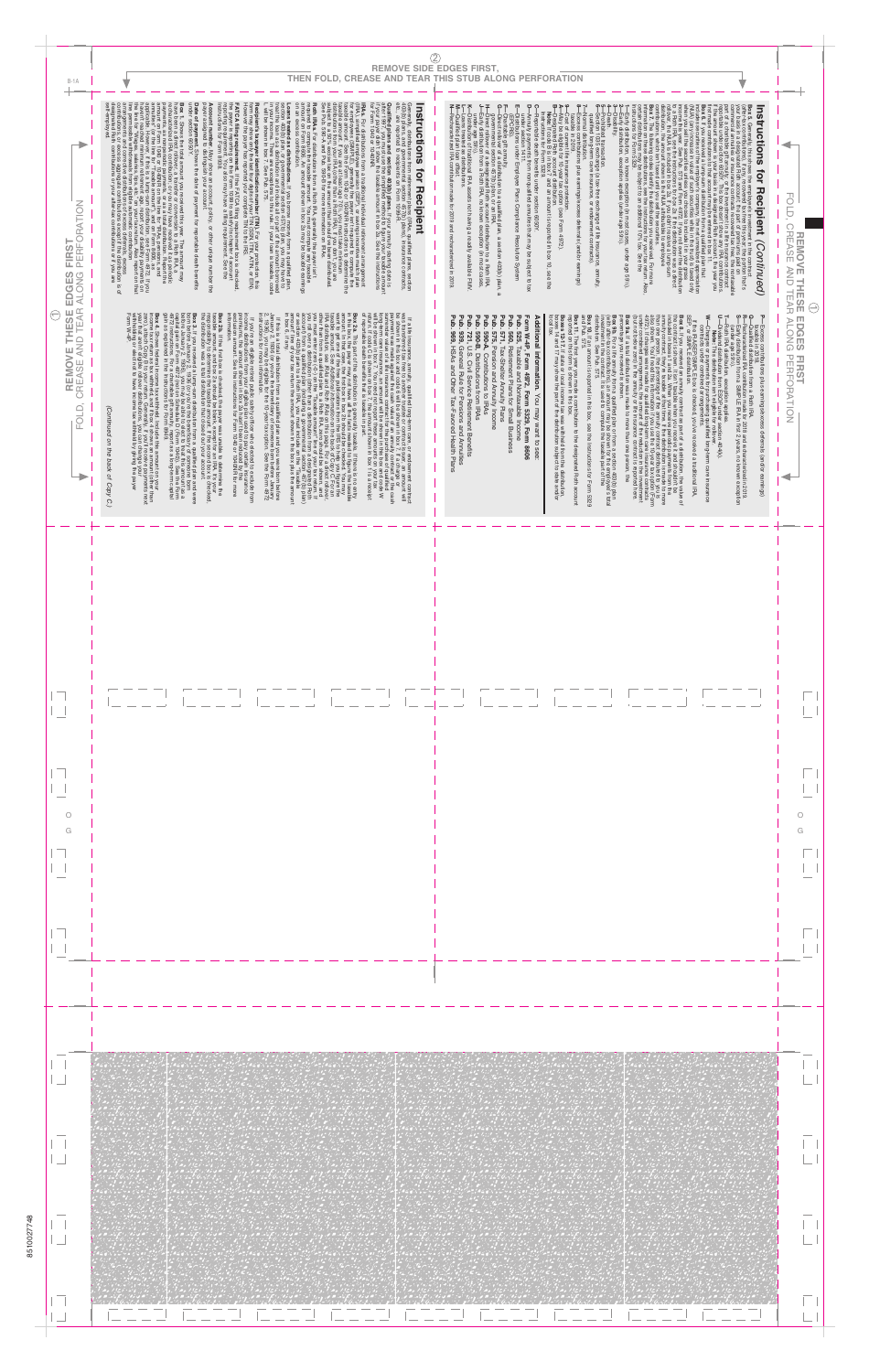REMOVE THESE EDGES FIRST
FOLD, CREASE AND TEAR ALONG PERFORATION

REMOVE SIDE EDGES FIRST,
THEN FOLD, CREASE AND TEAR THIS STUB ALONG PERFORATION

# Instructions for Recipient (*Continued*)

P—Excess contributions plus earnings/excess deferrals (and/or earnings) taxable in 2018.

Q—Qualified distribution from a Roth IRA.

R—Recharacterized IRA contribution made for 2018 and recharacterized in 2019.

S—Early distribution from a SIMPLE IRA in first 2 years, no known exception (under age 59½).

T—Roth IRA distribution, exception applies.

U—Dividend distribution from ESOP under section 404(k).

W—Charges or payments for purchasing qualified long-term care insurance contracts under combined arrangements.

A—May be eligible for 10-year tax option (see Form 4972).

B—Designated Roth account distribution.

C—Reportable death benefits under section 6050Y.

D—Annuity payments from nonqualified annuities that may be subject to tax under section 1411.

E—Distributions under Employee Plans Compliance Resolution System (EPCRS).

F—Charitable gift annuity.

G—Direct rollover of a distribution to a qualified plan, a section 403(b) plan, a governmental section 457(b) plan, or an IRA.

H—Direct rollover of a designated Roth account distribution to a Roth IRA.

J—Early distribution from a Roth IRA, no known exception (in most cases, under age 59½).

K—Distribution of traditional IRA assets not having a readily available FMV.

L—Loans treated as distributions.

M—Qualified plan loan offset.

N—Recharacterized IRA contribution made for 2019 and recharacterized in 2019.

**Additional information.** You may want to see:

**Form W-4P, Form 4972, Form 5329, Form 8606**

**Pub. 525,** Taxable and Nontaxable Income

**Pub. 560,** Retirement Plans for Small Business

**Pub. 571,** Tax-Sheltered Annuity Plans

**Pub. 575,** Pension and Annuity Income

**Pub. 590-A,** Contributions to IRAs

**Pub. 590-B,** Distributions from IRAs

**Pub. 721,** U.S. Civil Service Retirement Benefits

**Pub. 939,** General Rule for Pensions and Annuities

**Pub. 969,** HSAs and Other Tax-Favored Health Plans

# Instructions for Recipient

(*Continued on the back of Copy C*)